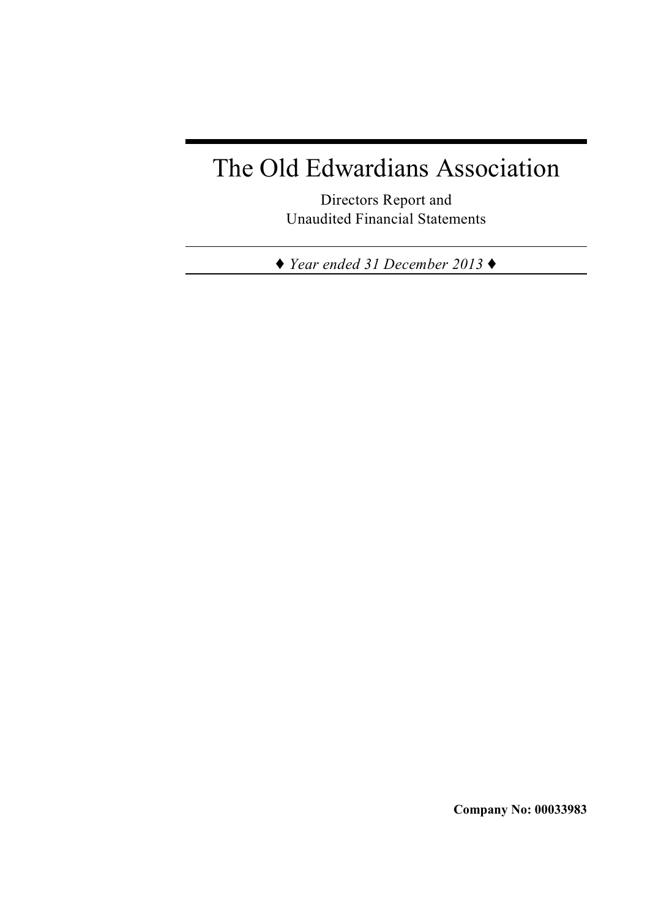# The Old Edwardians Association

Directors Report and
Unaudited Financial Statements

♦ *Year ended 31 December 2013* ♦

**Company No: 00033983**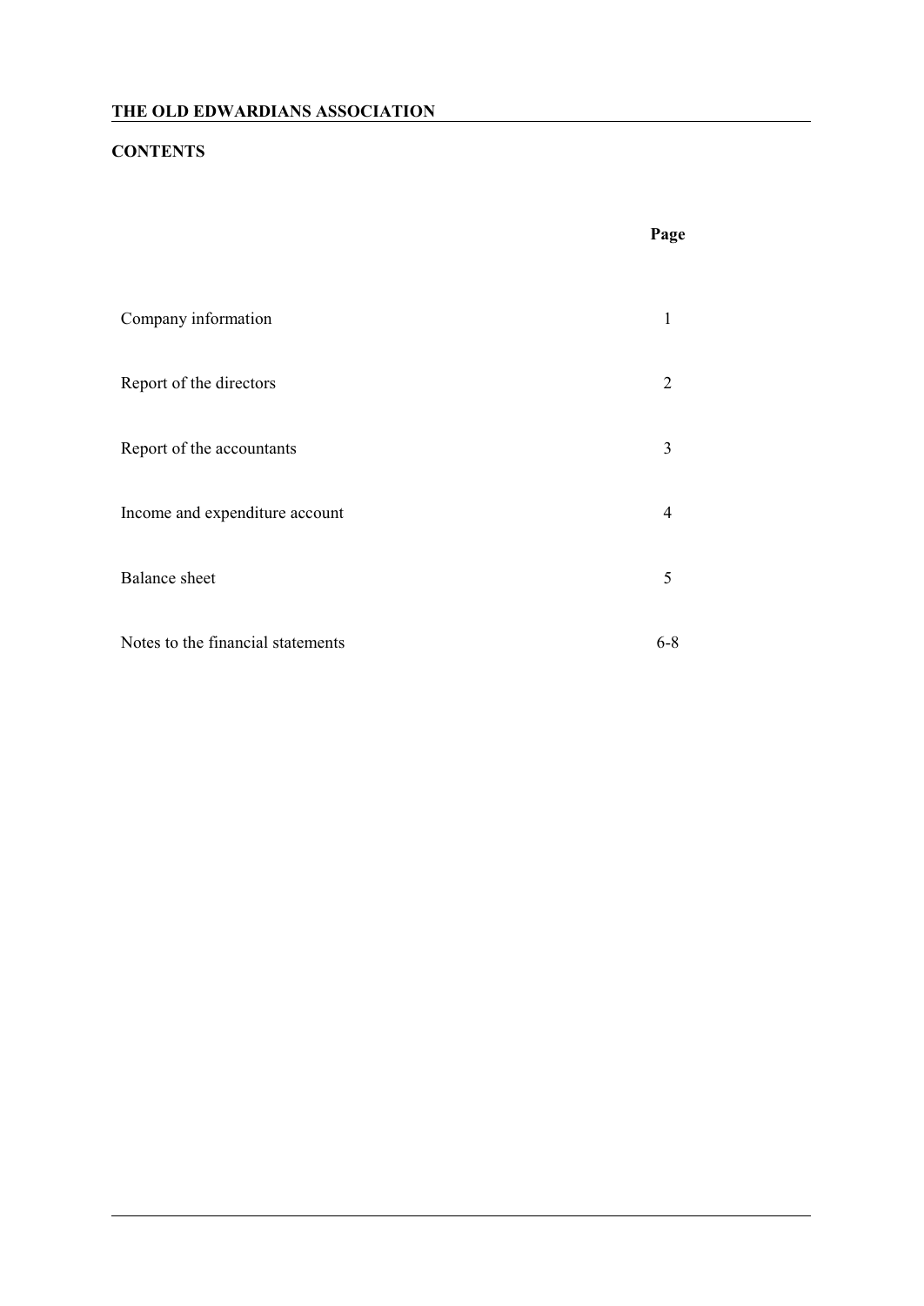# THE OLD EDWARDIANS ASSOCIATION

## CONTENTS

| | Page |
|---|---|
| Company information | 1 |
| Report of the directors | 2 |
| Report of the accountants | 3 |
| Income and expenditure account | 4 |
| Balance sheet | 5 |
| Notes to the financial statements | 6-8 |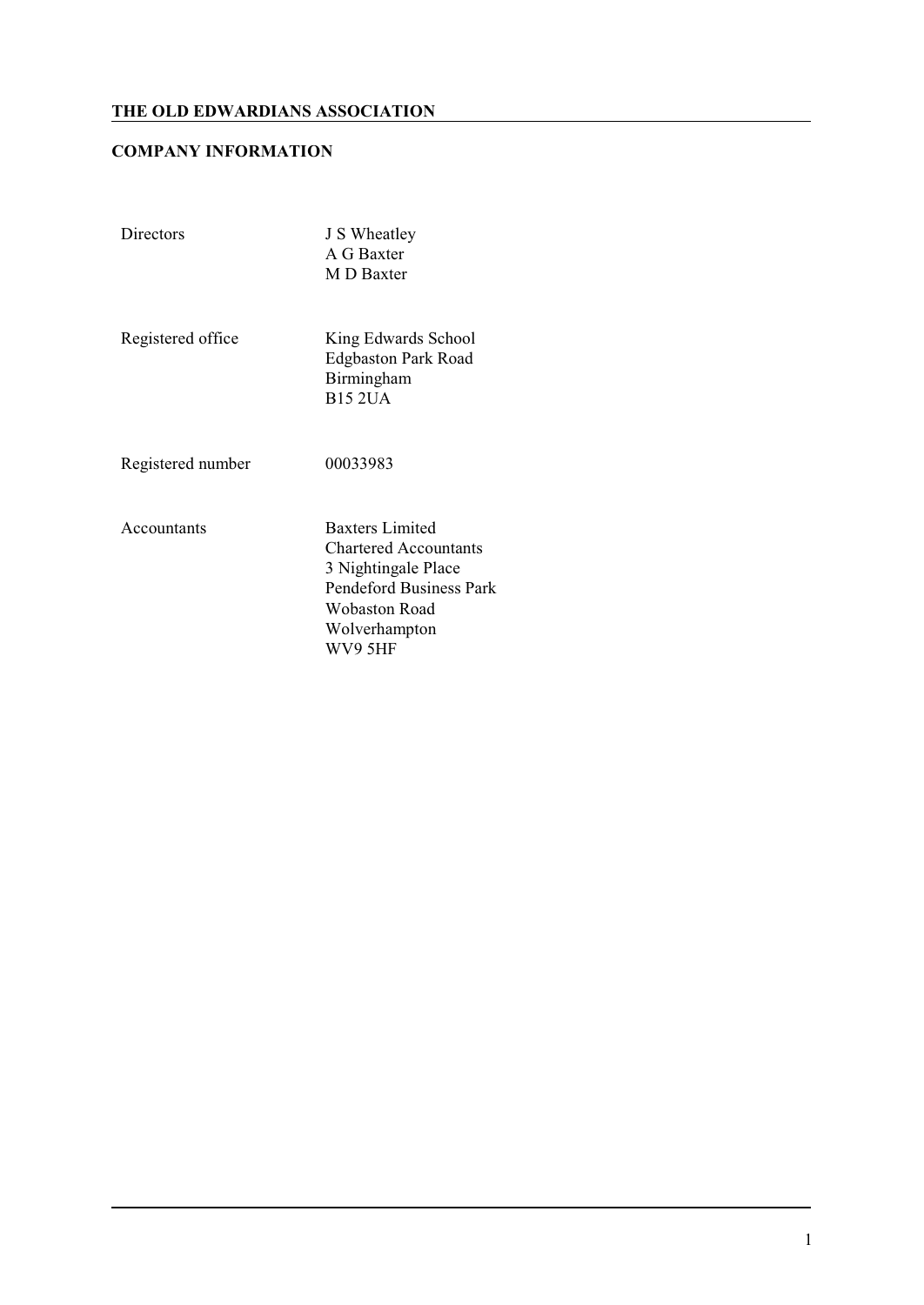# THE OLD EDWARDIANS ASSOCIATION

## COMPANY INFORMATION

| | |
|---|---|
| Directors | J S Wheatley<br>A G Baxter<br>M D Baxter |
| Registered office | King Edwards School<br>Edgbaston Park Road<br>Birmingham<br>B15 2UA |
| Registered number | 00033983 |
| Accountants | Baxters Limited<br>Chartered Accountants<br>3 Nightingale Place<br>Pendeford Business Park<br>Wobaston Road<br>Wolverhampton<br>WV9 5HF |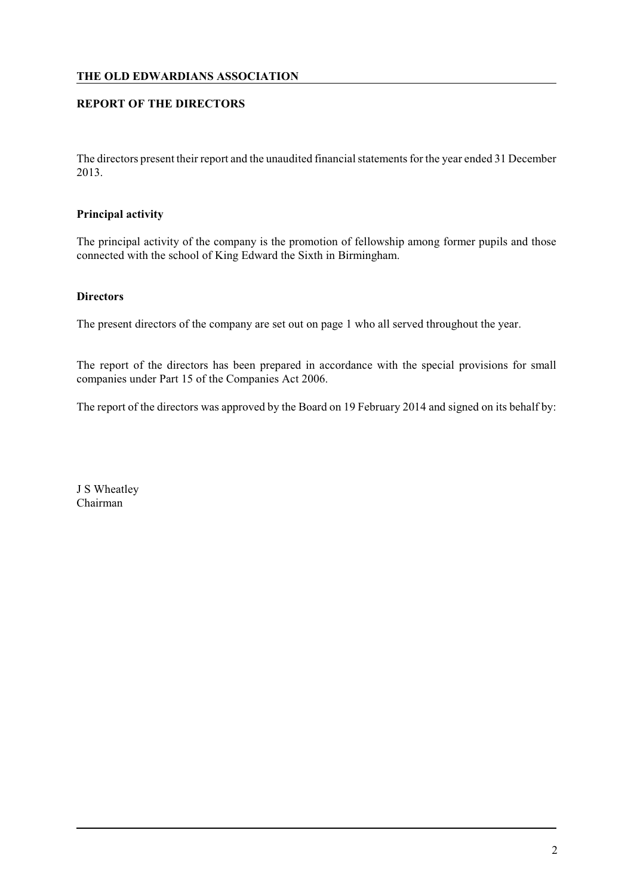**THE OLD EDWARDIANS ASSOCIATION**

**REPORT OF THE DIRECTORS**

The directors present their report and the unaudited financial statements for the year ended 31 December 2013.

**Principal activity**

The principal activity of the company is the promotion of fellowship among former pupils and those connected with the school of King Edward the Sixth in Birmingham.

**Directors**

The present directors of the company are set out on page 1 who all served throughout the year.

The report of the directors has been prepared in accordance with the special provisions for small companies under Part 15 of the Companies Act 2006.

The report of the directors was approved by the Board on 19 February 2014 and signed on its behalf by:

J S Wheatley
Chairman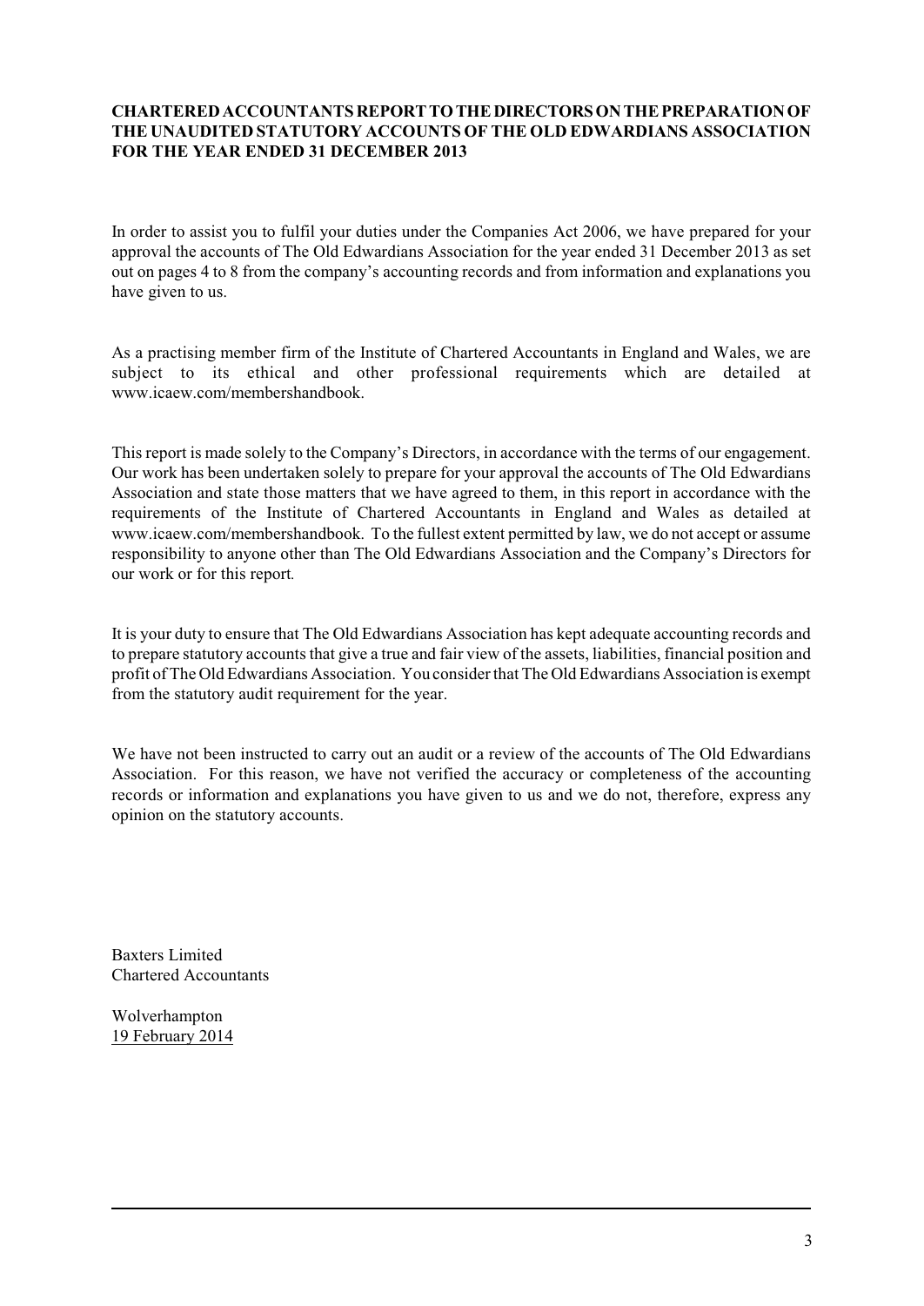**CHARTERED ACCOUNTANTS REPORT TO THE DIRECTORS ON THE PREPARATION OF THE UNAUDITED STATUTORY ACCOUNTS OF THE OLD EDWARDIANS ASSOCIATION FOR THE YEAR ENDED 31 DECEMBER 2013**

In order to assist you to fulfil your duties under the Companies Act 2006, we have prepared for your approval the accounts of The Old Edwardians Association for the year ended 31 December 2013 as set out on pages 4 to 8 from the company's accounting records and from information and explanations you have given to us.

As a practising member firm of the Institute of Chartered Accountants in England and Wales, we are subject to its ethical and other professional requirements which are detailed at www.icaew.com/membershandbook.

This report is made solely to the Company's Directors, in accordance with the terms of our engagement. Our work has been undertaken solely to prepare for your approval the accounts of The Old Edwardians Association and state those matters that we have agreed to them, in this report in accordance with the requirements of the Institute of Chartered Accountants in England and Wales as detailed at www.icaew.com/membershandbook. To the fullest extent permitted by law, we do not accept or assume responsibility to anyone other than The Old Edwardians Association and the Company's Directors for our work or for this report.

It is your duty to ensure that The Old Edwardians Association has kept adequate accounting records and to prepare statutory accounts that give a true and fair view of the assets, liabilities, financial position and profit of The Old Edwardians Association. You consider that The Old Edwardians Association is exempt from the statutory audit requirement for the year.

We have not been instructed to carry out an audit or a review of the accounts of The Old Edwardians Association. For this reason, we have not verified the accuracy or completeness of the accounting records or information and explanations you have given to us and we do not, therefore, express any opinion on the statutory accounts.

Baxters Limited
Chartered Accountants

Wolverhampton
19 February 2014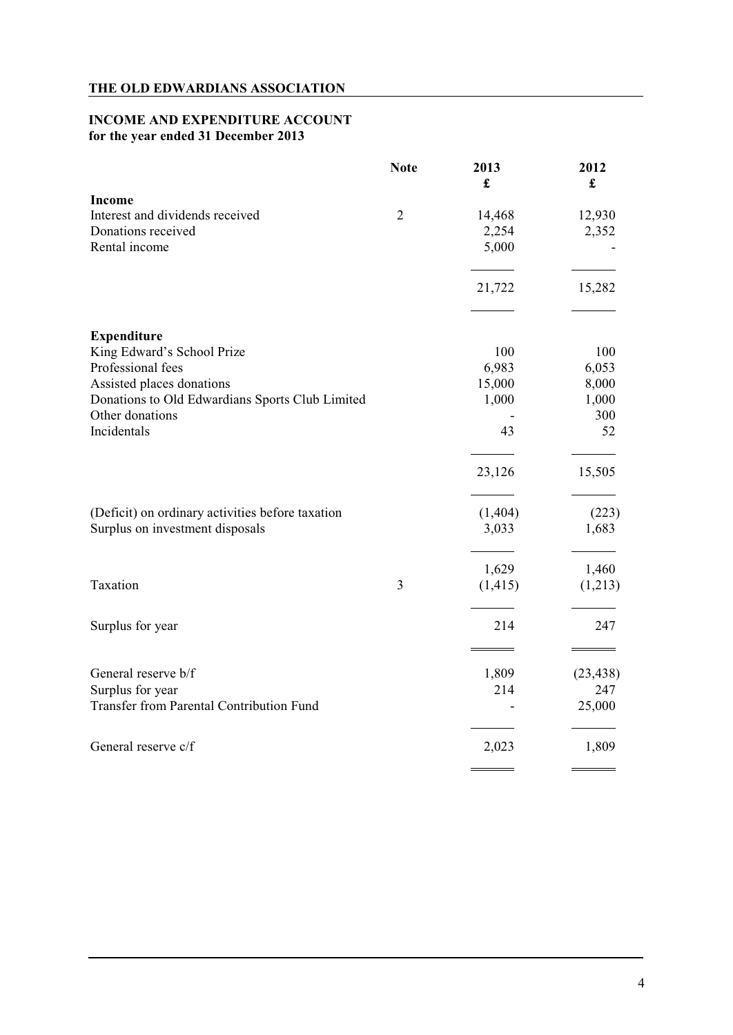**THE OLD EDWARDIANS ASSOCIATION**

## INCOME AND EXPENDITURE ACCOUNT
**for the year ended 31 December 2013**

| | Note | 2013 £ | 2012 £ |
|---|---|---|---|
| **Income** | | | |
| Interest and dividends received | 2 | 14,468 | 12,930 |
| Donations received | | 2,254 | 2,352 |
| Rental income | | 5,000 | - |
| | | 21,722 | 15,282 |
| **Expenditure** | | | |
| King Edward's School Prize | | 100 | 100 |
| Professional fees | | 6,983 | 6,053 |
| Assisted places donations | | 15,000 | 8,000 |
| Donations to Old Edwardians Sports Club Limited | | 1,000 | 1,000 |
| Other donations | | - | 300 |
| Incidentals | | 43 | 52 |
| | | 23,126 | 15,505 |
| (Deficit) on ordinary activities before taxation | | (1,404) | (223) |
| Surplus on investment disposals | | 3,033 | 1,683 |
| | | 1,629 | 1,460 |
| Taxation | 3 | (1,415) | (1,213) |
| Surplus for year | | 214 | 247 |
| General reserve b/f | | 1,809 | (23,438) |
| Surplus for year | | 214 | 247 |
| Transfer from Parental Contribution Fund | | - | 25,000 |
| General reserve c/f | | 2,023 | 1,809 |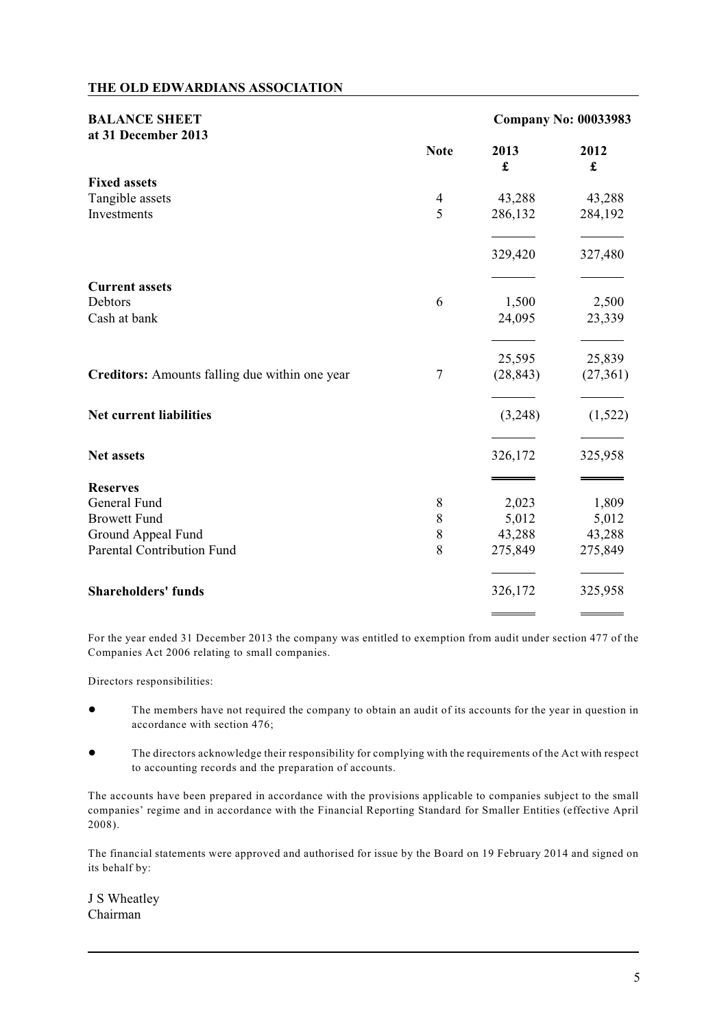**THE OLD EDWARDIANS ASSOCIATION**

## BALANCE SHEET
**at 31 December 2013**

**Company No: 00033983**

| | Note | 2013 £ | 2012 £ |
|---|---|---|---|
| **Fixed assets** | | | |
| Tangible assets | 4 | 43,288 | 43,288 |
| Investments | 5 | 286,132 | 284,192 |
| | | 329,420 | 327,480 |
| **Current assets** | | | |
| Debtors | 6 | 1,500 | 2,500 |
| Cash at bank | | 24,095 | 23,339 |
| | | 25,595 | 25,839 |
| **Creditors:** Amounts falling due within one year | 7 | (28,843) | (27,361) |
| **Net current liabilities** | | (3,248) | (1,522) |
| **Net assets** | | 326,172 | 325,958 |
| **Reserves** | | | |
| General Fund | 8 | 2,023 | 1,809 |
| Browett Fund | 8 | 5,012 | 5,012 |
| Ground Appeal Fund | 8 | 43,288 | 43,288 |
| Parental Contribution Fund | 8 | 275,849 | 275,849 |
| **Shareholders' funds** | | 326,172 | 325,958 |

For the year ended 31 December 2013 the company was entitled to exemption from audit under section 477 of the Companies Act 2006 relating to small companies.

Directors responsibilities:

- The members have not required the company to obtain an audit of its accounts for the year in question in accordance with section 476;
- The directors acknowledge their responsibility for complying with the requirements of the Act with respect to accounting records and the preparation of accounts.

The accounts have been prepared in accordance with the provisions applicable to companies subject to the small companies' regime and in accordance with the Financial Reporting Standard for Smaller Entities (effective April 2008).

The financial statements were approved and authorised for issue by the Board on 19 February 2014 and signed on its behalf by:

J S Wheatley
Chairman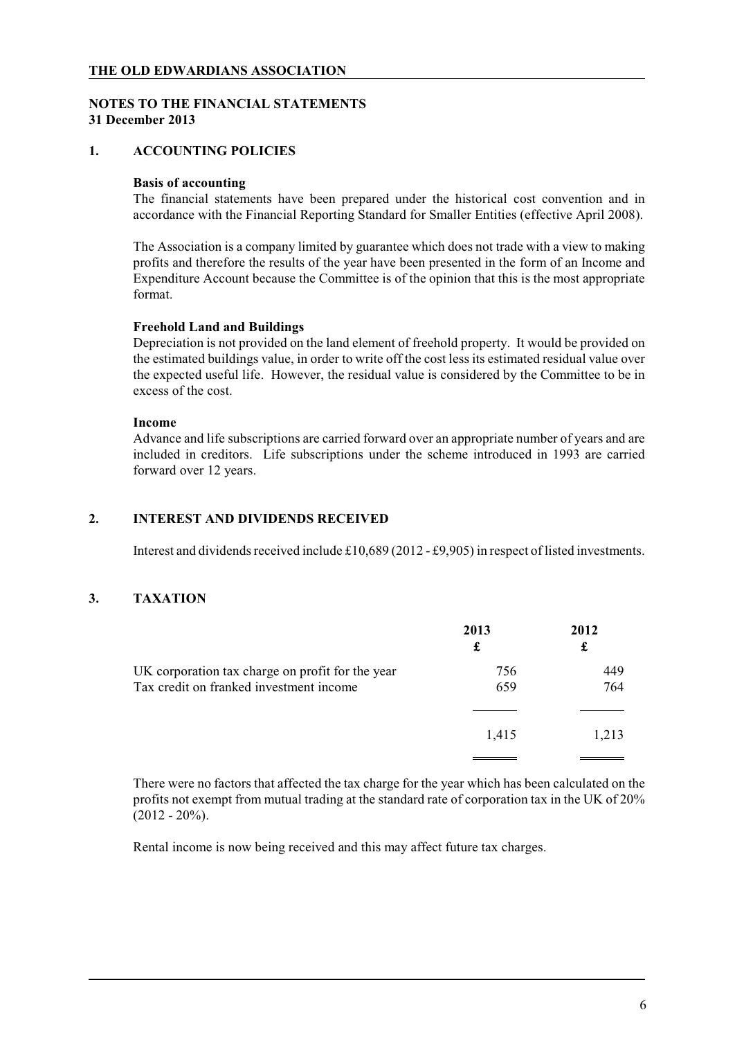**THE OLD EDWARDIANS ASSOCIATION**

**NOTES TO THE FINANCIAL STATEMENTS**
**31 December 2013**

## 1. ACCOUNTING POLICIES

**Basis of accounting**
The financial statements have been prepared under the historical cost convention and in accordance with the Financial Reporting Standard for Smaller Entities (effective April 2008).

The Association is a company limited by guarantee which does not trade with a view to making profits and therefore the results of the year have been presented in the form of an Income and Expenditure Account because the Committee is of the opinion that this is the most appropriate format.

**Freehold Land and Buildings**
Depreciation is not provided on the land element of freehold property. It would be provided on the estimated buildings value, in order to write off the cost less its estimated residual value over the expected useful life. However, the residual value is considered by the Committee to be in excess of the cost.

**Income**
Advance and life subscriptions are carried forward over an appropriate number of years and are included in creditors. Life subscriptions under the scheme introduced in 1993 are carried forward over 12 years.

## 2. INTEREST AND DIVIDENDS RECEIVED

Interest and dividends received include £10,689 (2012 - £9,905) in respect of listed investments.

## 3. TAXATION

| | 2013<br>£ | 2012<br>£ |
|---|---|---|
| UK corporation tax charge on profit for the year | 756 | 449 |
| Tax credit on franked investment income | 659 | 764 |
| | 1,415 | 1,213 |

There were no factors that affected the tax charge for the year which has been calculated on the profits not exempt from mutual trading at the standard rate of corporation tax in the UK of 20% (2012 - 20%).

Rental income is now being received and this may affect future tax charges.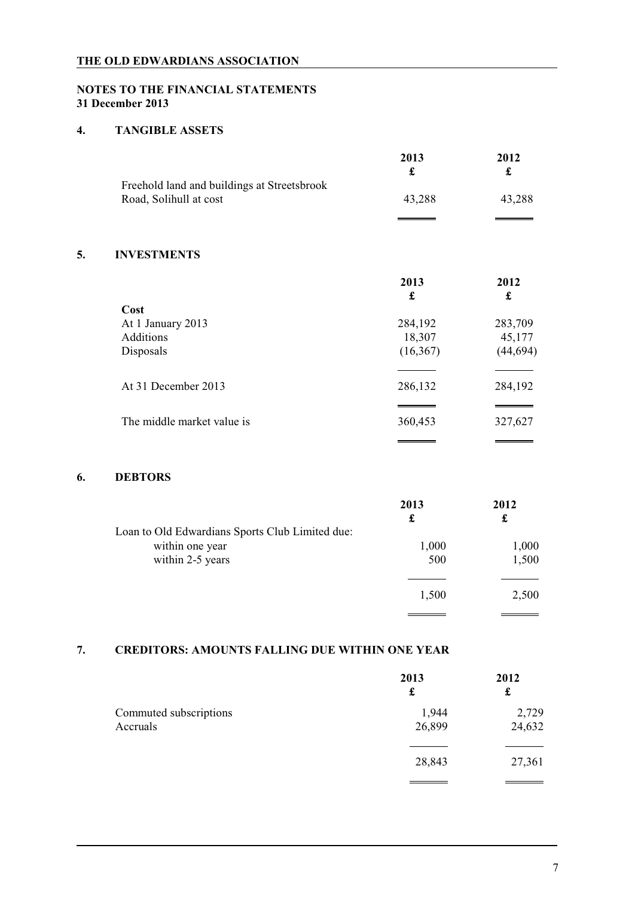# THE OLD EDWARDIANS ASSOCIATION

## NOTES TO THE FINANCIAL STATEMENTS
**31 December 2013**

### 4. TANGIBLE ASSETS

| | 2013<br>£ | 2012<br>£ |
|---|---|---|
| Freehold land and buildings at Streetsbrook Road, Solihull at cost | 43,288 | 43,288 |

### 5. INVESTMENTS

| | 2013<br>£ | 2012<br>£ |
|---|---|---|
| **Cost** | | |
| At 1 January 2013 | 284,192 | 283,709 |
| Additions | 18,307 | 45,177 |
| Disposals | (16,367) | (44,694) |
| At 31 December 2013 | 286,132 | 284,192 |
| The middle market value is | 360,453 | 327,627 |

### 6. DEBTORS

| | 2013<br>£ | 2012<br>£ |
|---|---|---|
| Loan to Old Edwardians Sports Club Limited due: | | |
| within one year | 1,000 | 1,000 |
| within 2-5 years | 500 | 1,500 |
| | 1,500 | 2,500 |

### 7. CREDITORS: AMOUNTS FALLING DUE WITHIN ONE YEAR

| | 2013<br>£ | 2012<br>£ |
|---|---|---|
| Commuted subscriptions | 1,944 | 2,729 |
| Accruals | 26,899 | 24,632 |
| | 28,843 | 27,361 |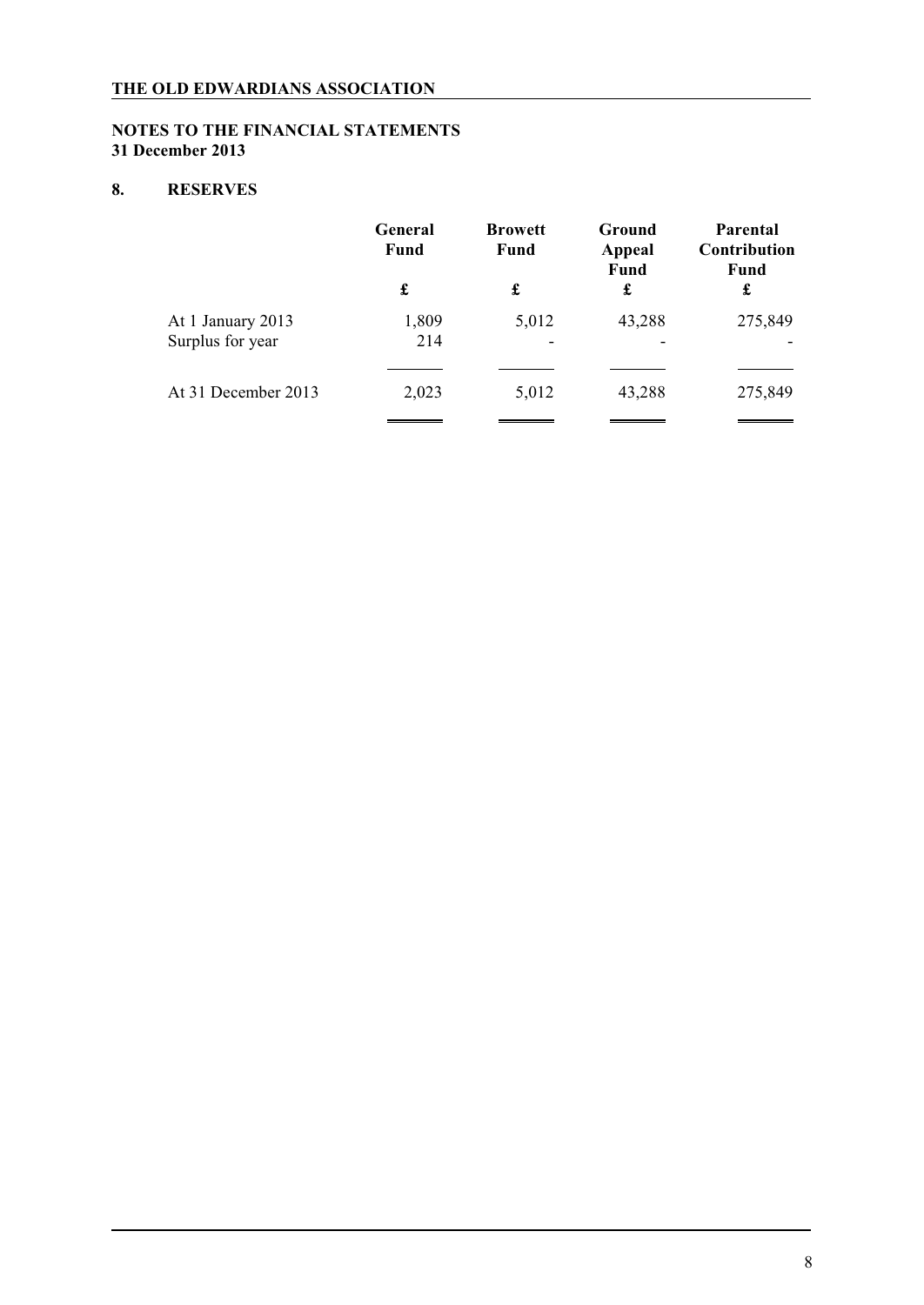**THE OLD EDWARDIANS ASSOCIATION**

**NOTES TO THE FINANCIAL STATEMENTS**
**31 December 2013**

## 8. RESERVES

| | General Fund | Browett Fund | Ground Appeal Fund | Parental Contribution Fund |
|---|---|---|---|---|
| | £ | £ | £ | £ |
| At 1 January 2013 | 1,809 | 5,012 | 43,288 | 275,849 |
| Surplus for year | 214 | - | - | - |
| At 31 December 2013 | 2,023 | 5,012 | 43,288 | 275,849 |